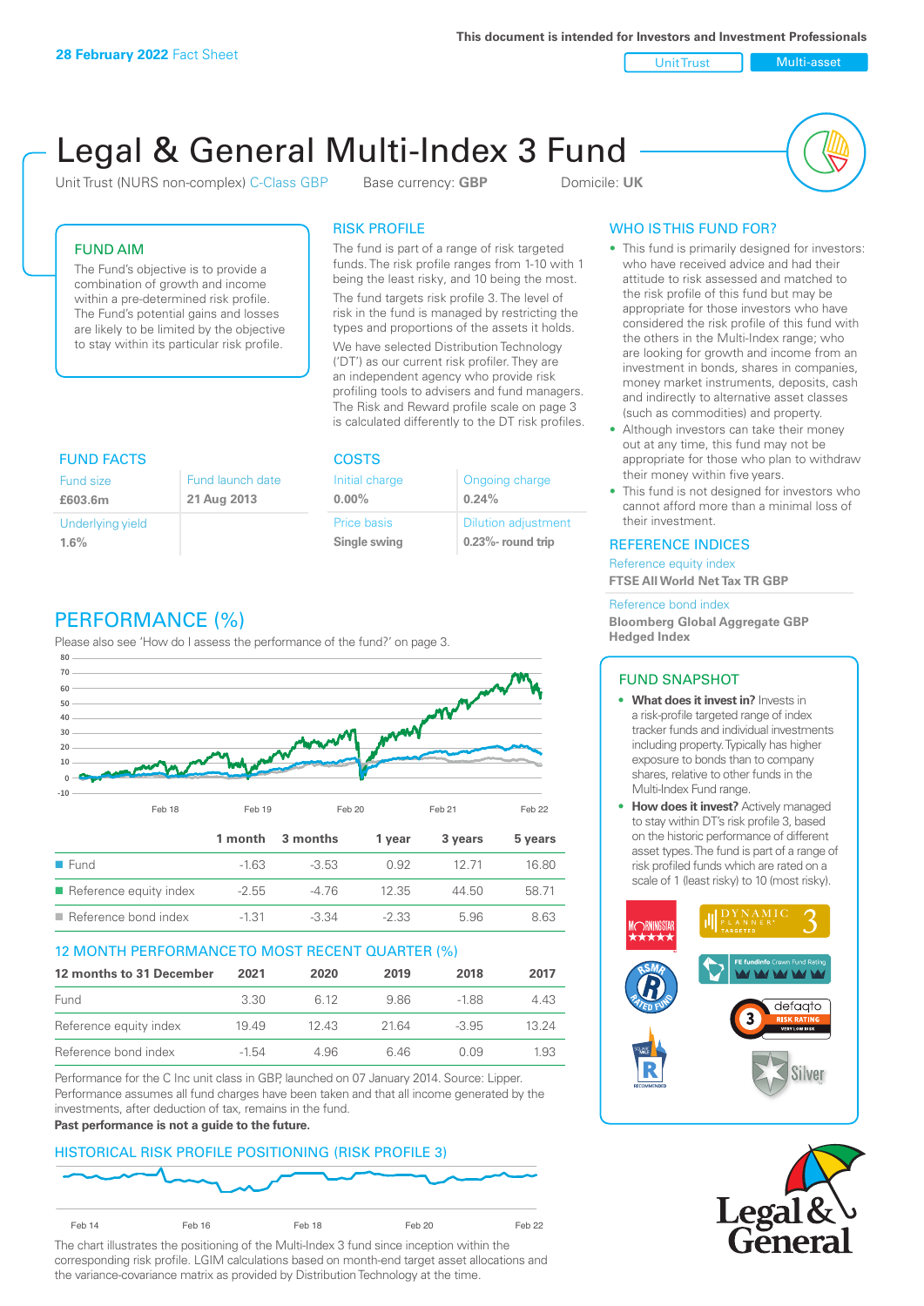**28 February 2022** Fact Sheet

This document is intended for Investors and Investment Professionals

Unit Trust | Multi-asset

# Legal & General Multi-Index 3 Fund

Unit Trust (NURS non-complex) C-Class GBP    Base currency: **GBP**    Domicile: **UK**

## FUND AIM

The Fund's objective is to provide a combination of growth and income within a pre-determined risk profile. The Fund's potential gains and losses are likely to be limited by the objective to stay within its particular risk profile.

## RISK PROFILE

The fund is part of a range of risk targeted funds. The risk profile ranges from 1-10 with 1 being the least risky, and 10 being the most.

The fund targets risk profile 3. The level of risk in the fund is managed by restricting the types and proportions of the assets it holds.

We have selected Distribution Technology ('DT') as our current risk profiler. They are an independent agency who provide risk profiling tools to advisers and fund managers. The Risk and Reward profile scale on page 3 is calculated differently to the DT risk profiles.

## WHO IS THIS FUND FOR?

- This fund is primarily designed for investors: who have received advice and had their attitude to risk assessed and matched to the risk profile of this fund but may be appropriate for those investors who have considered the risk profile of this fund with the others in the Multi-Index range; who are looking for growth and income from an investment in bonds, shares in companies, money market instruments, deposits, cash and indirectly to alternative asset classes (such as commodities) and property.
- Although investors can take their money out at any time, this fund may not be appropriate for those who plan to withdraw their money within five years.
- This fund is not designed for investors who cannot afford more than a minimal loss of their investment.

## FUND FACTS

| Fund size | Fund launch date |
|---|---|
| **£603.6m** | **21 Aug 2013** |
| Underlying yield | |
| **1.6%** | |

## COSTS

| Initial charge | Ongoing charge |
|---|---|
| **0.00%** | **0.24%** |
| Price basis | Dilution adjustment |
| **Single swing** | **0.23%- round trip** |

## REFERENCE INDICES

Reference equity index
**FTSE All World Net Tax TR GBP**

Reference bond index
**Bloomberg Global Aggregate GBP Hedged Index**

## PERFORMANCE (%)

Please also see 'How do I assess the performance of the fund?' on page 3.

| | 1 month | 3 months | 1 year | 3 years | 5 years |
|---|---|---|---|---|---|
| Fund | -1.63 | -3.53 | 0.92 | 12.71 | 16.80 |
| Reference equity index | -2.55 | -4.76 | 12.35 | 44.50 | 58.71 |
| Reference bond index | -1.31 | -3.34 | -2.33 | 5.96 | 8.63 |

## 12 MONTH PERFORMANCE TO MOST RECENT QUARTER (%)

| 12 months to 31 December | 2021 | 2020 | 2019 | 2018 | 2017 |
|---|---|---|---|---|---|
| Fund | 3.30 | 6.12 | 9.86 | -1.88 | 4.43 |
| Reference equity index | 19.49 | 12.43 | 21.64 | -3.95 | 13.24 |
| Reference bond index | -1.54 | 4.96 | 6.46 | 0.09 | 1.93 |

Performance for the C Inc unit class in GBP, launched on 07 January 2014. Source: Lipper. Performance assumes all fund charges have been taken and that all income generated by the investments, after deduction of tax, remains in the fund.

**Past performance is not a guide to the future.**

## HISTORICAL RISK PROFILE POSITIONING (RISK PROFILE 3)

The chart illustrates the positioning of the Multi-Index 3 fund since inception within the corresponding risk profile. LGIM calculations based on month-end target asset allocations and the variance-covariance matrix as provided by Distribution Technology at the time.

## FUND SNAPSHOT

- **What does it invest in?** Invests in a risk-profile targeted range of index tracker funds and individual investments including property. Typically has higher exposure to bonds than to company shares, relative to other funds in the Multi-Index Fund range.
- **How does it invest?** Actively managed to stay within DT's risk profile 3, based on the historic performance of different asset types. The fund is part of a range of risk profiled funds which are rated on a scale of 1 (least risky) to 10 (most risky).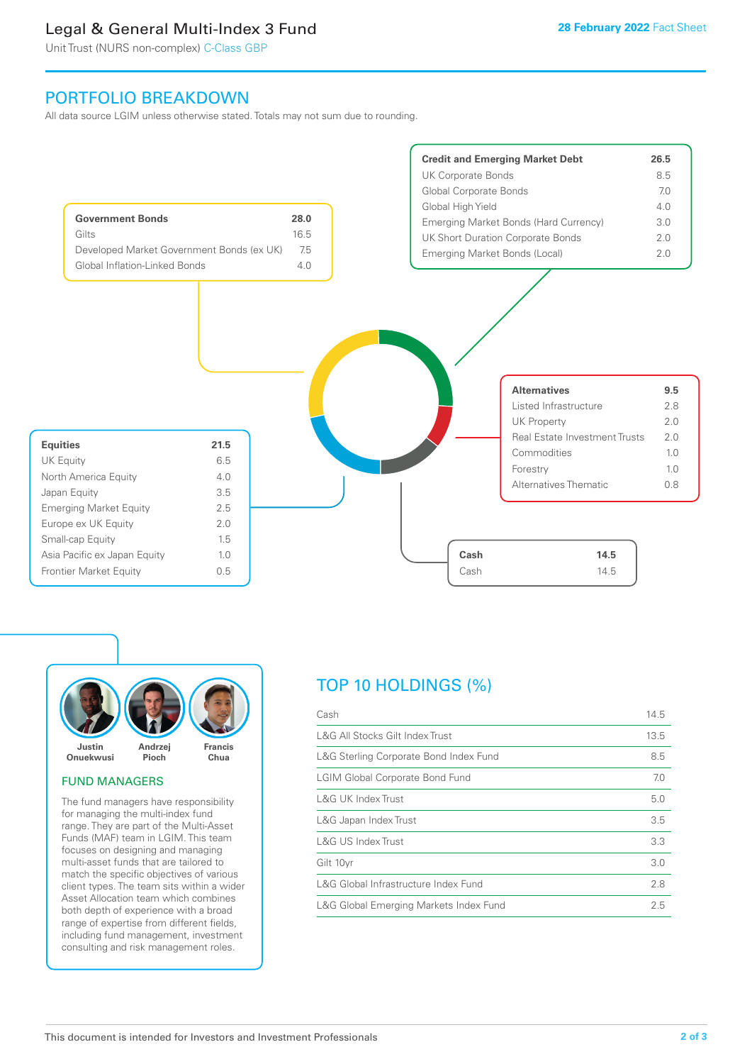Legal & General Multi-Index 3 Fund

Unit Trust (NURS non-complex) C-Class GBP

28 February 2022 Fact Sheet

## PORTFOLIO BREAKDOWN

All data source LGIM unless otherwise stated. Totals may not sum due to rounding.

| Government Bonds | 28.0 |
|---|---|
| Gilts | 16.5 |
| Developed Market Government Bonds (ex UK) | 7.5 |
| Global Inflation-Linked Bonds | 4.0 |

| Credit and Emerging Market Debt | 26.5 |
|---|---|
| UK Corporate Bonds | 8.5 |
| Global Corporate Bonds | 7.0 |
| Global High Yield | 4.0 |
| Emerging Market Bonds (Hard Currency) | 3.0 |
| UK Short Duration Corporate Bonds | 2.0 |
| Emerging Market Bonds (Local) | 2.0 |

| Alternatives | 9.5 |
|---|---|
| Listed Infrastructure | 2.8 |
| UK Property | 2.0 |
| Real Estate Investment Trusts | 2.0 |
| Commodities | 1.0 |
| Forestry | 1.0 |
| Alternatives Thematic | 0.8 |

| Equities | 21.5 |
|---|---|
| UK Equity | 6.5 |
| North America Equity | 4.0 |
| Japan Equity | 3.5 |
| Emerging Market Equity | 2.5 |
| Europe ex UK Equity | 2.0 |
| Small-cap Equity | 1.5 |
| Asia Pacific ex Japan Equity | 1.0 |
| Frontier Market Equity | 0.5 |

| Cash | 14.5 |
|---|---|
| Cash | 14.5 |

Justin Onuekwusi, Andrzej Pioch, Francis Chua

## FUND MANAGERS

The fund managers have responsibility for managing the multi-index fund range. They are part of the Multi-Asset Funds (MAF) team in LGIM. This team focuses on designing and managing multi-asset funds that are tailored to match the specific objectives of various client types. The team sits within a wider Asset Allocation team which combines both depth of experience with a broad range of expertise from different fields, including fund management, investment consulting and risk management roles.

## TOP 10 HOLDINGS (%)

| | |
|---|---|
| Cash | 14.5 |
| L&G All Stocks Gilt Index Trust | 13.5 |
| L&G Sterling Corporate Bond Index Fund | 8.5 |
| LGIM Global Corporate Bond Fund | 7.0 |
| L&G UK Index Trust | 5.0 |
| L&G Japan Index Trust | 3.5 |
| L&G US Index Trust | 3.3 |
| Gilt 10yr | 3.0 |
| L&G Global Infrastructure Index Fund | 2.8 |
| L&G Global Emerging Markets Index Fund | 2.5 |

This document is intended for Investors and Investment Professionals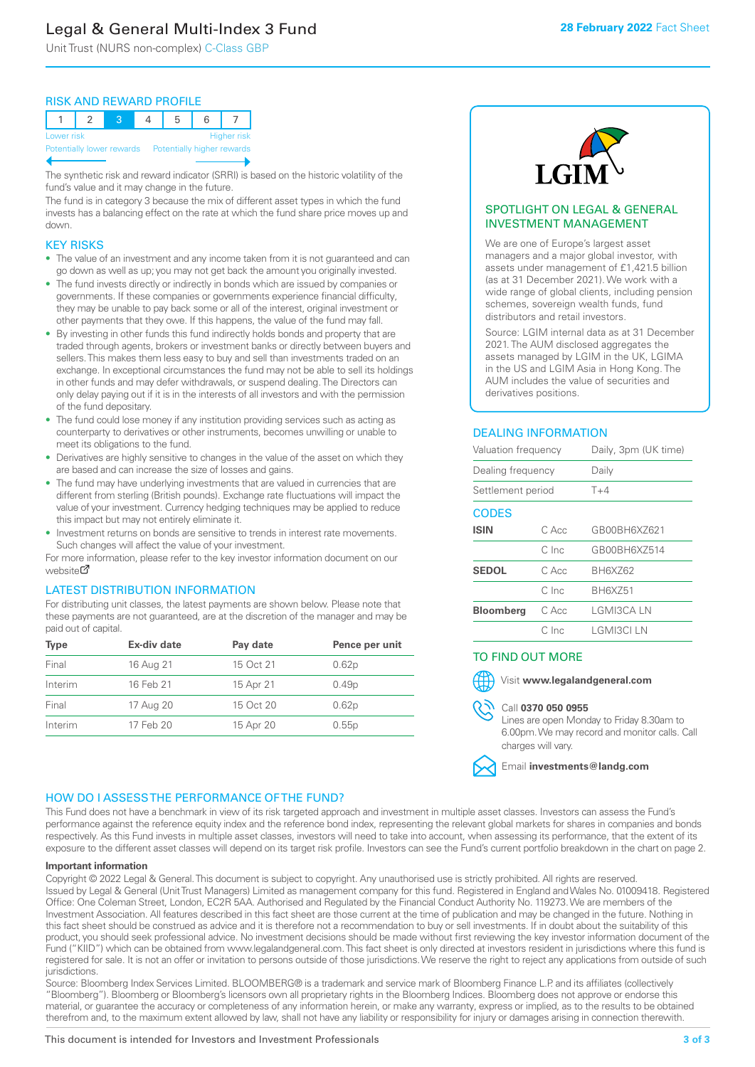# Legal & General Multi-Index 3 Fund

Unit Trust (NURS non-complex) C-Class GBP

28 February 2022 Fact Sheet

## RISK AND REWARD PROFILE

| 1 | 2 | 3 | 4 | 5 | 6 | 7 |
|---|---|---|---|---|---|---|

Lower risk — Higher risk

Potentially lower rewards — Potentially higher rewards

The synthetic risk and reward indicator (SRRI) is based on the historic volatility of the fund's value and it may change in the future.

The fund is in category 3 because the mix of different asset types in which the fund invests has a balancing effect on the rate at which the fund share price moves up and down.

## KEY RISKS

- The value of an investment and any income taken from it is not guaranteed and can go down as well as up; you may not get back the amount you originally invested.
- The fund invests directly or indirectly in bonds which are issued by companies or governments. If these companies or governments experience financial difficulty, they may be unable to pay back some or all of the interest, original investment or other payments that they owe. If this happens, the value of the fund may fall.
- By investing in other funds this fund indirectly holds bonds and property that are traded through agents, brokers or investment banks or directly between buyers and sellers. This makes them less easy to buy and sell than investments traded on an exchange. In exceptional circumstances the fund may not be able to sell its holdings in other funds and may defer withdrawals, or suspend dealing. The Directors can only delay paying out if it is in the interests of all investors and with the permission of the fund depositary.
- The fund could lose money if any institution providing services such as acting as counterparty to derivatives or other instruments, becomes unwilling or unable to meet its obligations to the fund.
- Derivatives are highly sensitive to changes in the value of the asset on which they are based and can increase the size of losses and gains.
- The fund may have underlying investments that are valued in currencies that are different from sterling (British pounds). Exchange rate fluctuations will impact the value of your investment. Currency hedging techniques may be applied to reduce this impact but may not entirely eliminate it.
- Investment returns on bonds are sensitive to trends in interest rate movements. Such changes will affect the value of your investment.

For more information, please refer to the key investor information document on our website

## LATEST DISTRIBUTION INFORMATION

For distributing unit classes, the latest payments are shown below. Please note that these payments are not guaranteed, are at the discretion of the manager and may be paid out of capital.

| Type | Ex-div date | Pay date | Pence per unit |
|---|---|---|---|
| Final | 16 Aug 21 | 15 Oct 21 | 0.62p |
| Interim | 16 Feb 21 | 15 Apr 21 | 0.49p |
| Final | 17 Aug 20 | 15 Oct 20 | 0.62p |
| Interim | 17 Feb 20 | 15 Apr 20 | 0.55p |

## SPOTLIGHT ON LEGAL & GENERAL INVESTMENT MANAGEMENT

We are one of Europe's largest asset managers and a major global investor, with assets under management of £1,421.5 billion (as at 31 December 2021). We work with a wide range of global clients, including pension schemes, sovereign wealth funds, fund distributors and retail investors.

Source: LGIM internal data as at 31 December 2021. The AUM disclosed aggregates the assets managed by LGIM in the UK, LGIMA in the US and LGIM Asia in Hong Kong. The AUM includes the value of securities and derivatives positions.

## DEALING INFORMATION

| | |
|---|---|
| Valuation frequency | Daily, 3pm (UK time) |
| Dealing frequency | Daily |
| Settlement period | T+4 |

## CODES

| | | |
|---|---|---|
| **ISIN** | C Acc | GB00BH6XZ621 |
| | C Inc | GB00BH6XZ514 |
| **SEDOL** | C Acc | BH6XZ62 |
| | C Inc | BH6XZ51 |
| **Bloomberg** | C Acc | LGMI3CA LN |
| | C Inc | LGMI3CI LN |

## TO FIND OUT MORE

Visit **www.legalandgeneral.com**

Call **0370 050 0955**
Lines are open Monday to Friday 8.30am to 6.00pm. We may record and monitor calls. Call charges will vary.

Email **investments@landg.com**

## HOW DO I ASSESS THE PERFORMANCE OF THE FUND?

This Fund does not have a benchmark in view of its risk targeted approach and investment in multiple asset classes. Investors can assess the Fund's performance against the reference equity index and the reference bond index, representing the relevant global markets for shares in companies and bonds respectively. As this Fund invests in multiple asset classes, investors will need to take into account, when assessing its performance, that the extent of its exposure to the different asset classes will depend on its target risk profile. Investors can see the Fund's current portfolio breakdown in the chart on page 2.

**Important information**

Copyright © 2022 Legal & General. This document is subject to copyright. Any unauthorised use is strictly prohibited. All rights are reserved.

Issued by Legal & General (Unit Trust Managers) Limited as management company for this fund. Registered in England and Wales No. 01009418. Registered Office: One Coleman Street, London, EC2R 5AA. Authorised and Regulated by the Financial Conduct Authority No. 119273. We are members of the Investment Association. All features described in this fact sheet are those current at the time of publication and may be changed in the future. Nothing in this fact sheet should be construed as advice and it is therefore not a recommendation to buy or sell investments. If in doubt about the suitability of this product, you should seek professional advice. No investment decisions should be made without first reviewing the key investor information document of the Fund ("KIID") which can be obtained from www.legalandgeneral.com. This fact sheet is only directed at investors resident in jurisdictions where this fund is registered for sale. It is not an offer or invitation to persons outside of those jurisdictions. We reserve the right to reject any applications from outside of such jurisdictions.

Source: Bloomberg Index Services Limited. BLOOMBERG® is a trademark and service mark of Bloomberg Finance L.P. and its affiliates (collectively "Bloomberg"). Bloomberg or Bloomberg's licensors own all proprietary rights in the Bloomberg Indices. Bloomberg does not approve or endorse this material, or guarantee the accuracy or completeness of any information herein, or make any warranty, express or implied, as to the results to be obtained therefrom and, to the maximum extent allowed by law, shall not have any liability or responsibility for injury or damages arising in connection therewith.

This document is intended for Investors and Investment Professionals